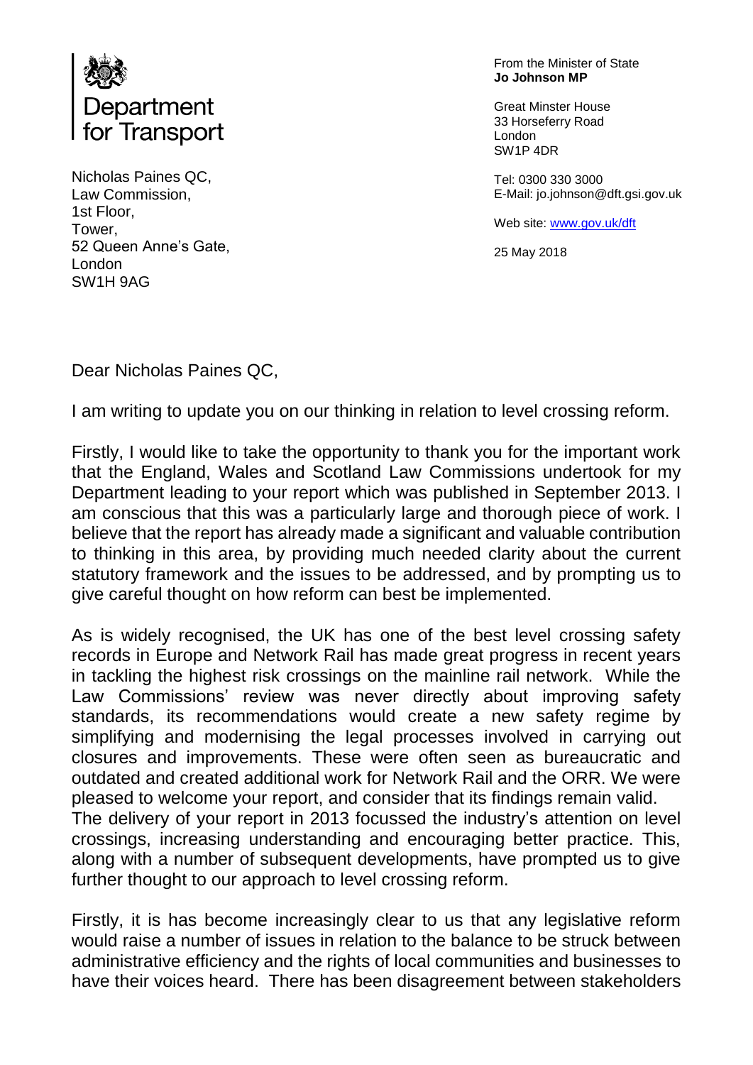Department for Transport

From the Minister of State
**Jo Johnson MP**

Great Minster House
33 Horseferry Road
London
SW1P 4DR

Tel: 0300 330 3000
E-Mail: jo.johnson@dft.gsi.gov.uk

Web site: www.gov.uk/dft

25 May 2018

Nicholas Paines QC,
Law Commission,
1st Floor,
Tower,
52 Queen Anne's Gate,
London
SW1H 9AG

Dear Nicholas Paines QC,

I am writing to update you on our thinking in relation to level crossing reform.

Firstly, I would like to take the opportunity to thank you for the important work that the England, Wales and Scotland Law Commissions undertook for my Department leading to your report which was published in September 2013. I am conscious that this was a particularly large and thorough piece of work. I believe that the report has already made a significant and valuable contribution to thinking in this area, by providing much needed clarity about the current statutory framework and the issues to be addressed, and by prompting us to give careful thought on how reform can best be implemented.

As is widely recognised, the UK has one of the best level crossing safety records in Europe and Network Rail has made great progress in recent years in tackling the highest risk crossings on the mainline rail network. While the Law Commissions' review was never directly about improving safety standards, its recommendations would create a new safety regime by simplifying and modernising the legal processes involved in carrying out closures and improvements. These were often seen as bureaucratic and outdated and created additional work for Network Rail and the ORR. We were pleased to welcome your report, and consider that its findings remain valid.
The delivery of your report in 2013 focussed the industry's attention on level crossings, increasing understanding and encouraging better practice. This, along with a number of subsequent developments, have prompted us to give further thought to our approach to level crossing reform.

Firstly, it is has become increasingly clear to us that any legislative reform would raise a number of issues in relation to the balance to be struck between administrative efficiency and the rights of local communities and businesses to have their voices heard. There has been disagreement between stakeholders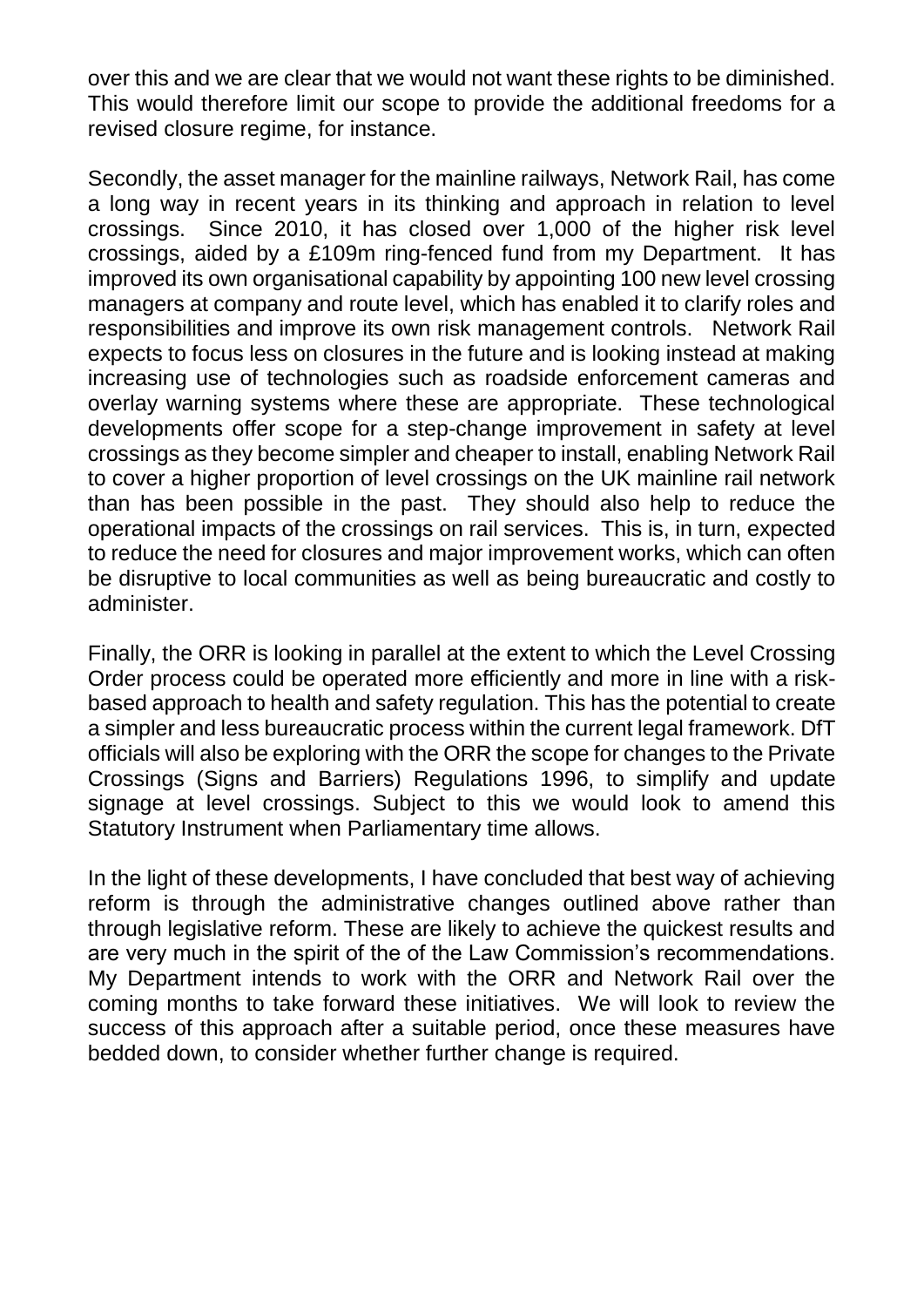over this and we are clear that we would not want these rights to be diminished. This would therefore limit our scope to provide the additional freedoms for a revised closure regime, for instance.

Secondly, the asset manager for the mainline railways, Network Rail, has come a long way in recent years in its thinking and approach in relation to level crossings. Since 2010, it has closed over 1,000 of the higher risk level crossings, aided by a £109m ring-fenced fund from my Department. It has improved its own organisational capability by appointing 100 new level crossing managers at company and route level, which has enabled it to clarify roles and responsibilities and improve its own risk management controls. Network Rail expects to focus less on closures in the future and is looking instead at making increasing use of technologies such as roadside enforcement cameras and overlay warning systems where these are appropriate. These technological developments offer scope for a step-change improvement in safety at level crossings as they become simpler and cheaper to install, enabling Network Rail to cover a higher proportion of level crossings on the UK mainline rail network than has been possible in the past. They should also help to reduce the operational impacts of the crossings on rail services. This is, in turn, expected to reduce the need for closures and major improvement works, which can often be disruptive to local communities as well as being bureaucratic and costly to administer.

Finally, the ORR is looking in parallel at the extent to which the Level Crossing Order process could be operated more efficiently and more in line with a risk-based approach to health and safety regulation. This has the potential to create a simpler and less bureaucratic process within the current legal framework. DfT officials will also be exploring with the ORR the scope for changes to the Private Crossings (Signs and Barriers) Regulations 1996, to simplify and update signage at level crossings. Subject to this we would look to amend this Statutory Instrument when Parliamentary time allows.

In the light of these developments, I have concluded that best way of achieving reform is through the administrative changes outlined above rather than through legislative reform. These are likely to achieve the quickest results and are very much in the spirit of the of the Law Commission's recommendations. My Department intends to work with the ORR and Network Rail over the coming months to take forward these initiatives. We will look to review the success of this approach after a suitable period, once these measures have bedded down, to consider whether further change is required.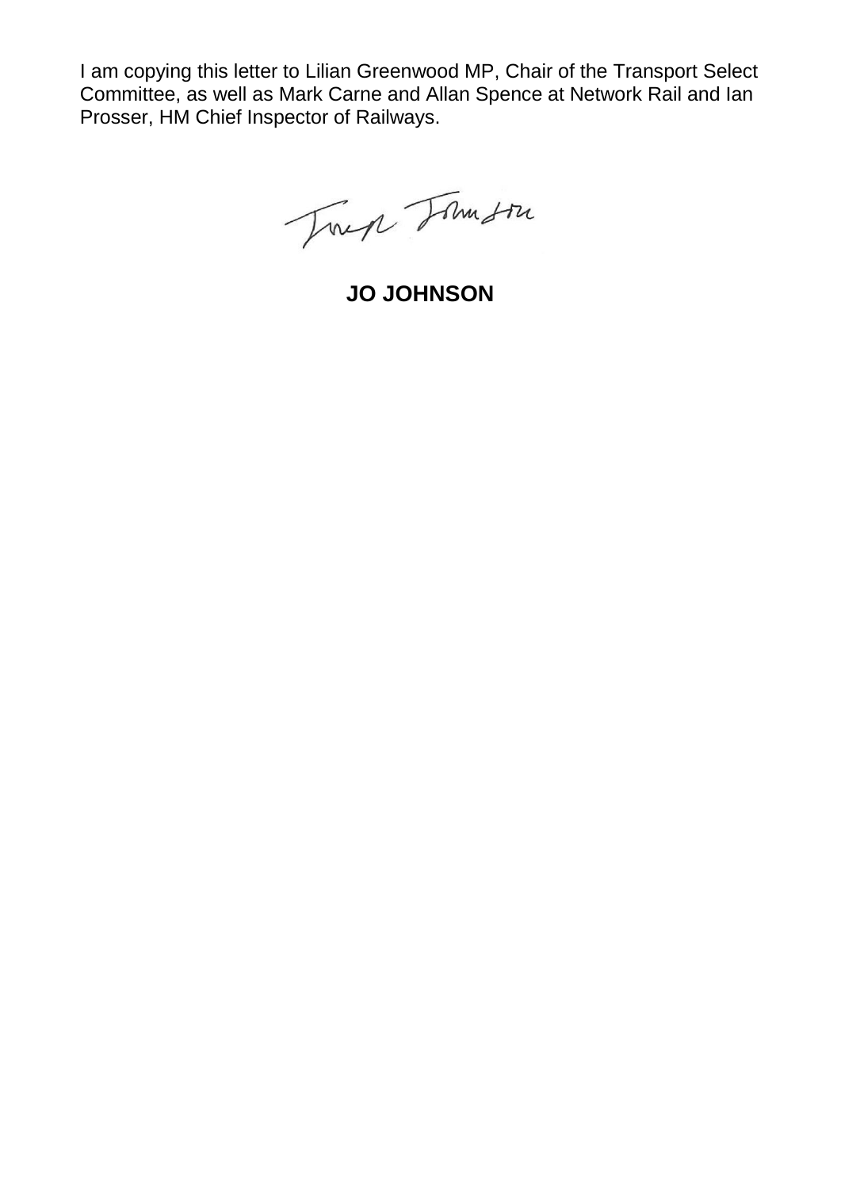I am copying this letter to Lilian Greenwood MP, Chair of the Transport Select Committee, as well as Mark Carne and Allan Spence at Network Rail and Ian Prosser, HM Chief Inspector of Railways.

**JO JOHNSON**